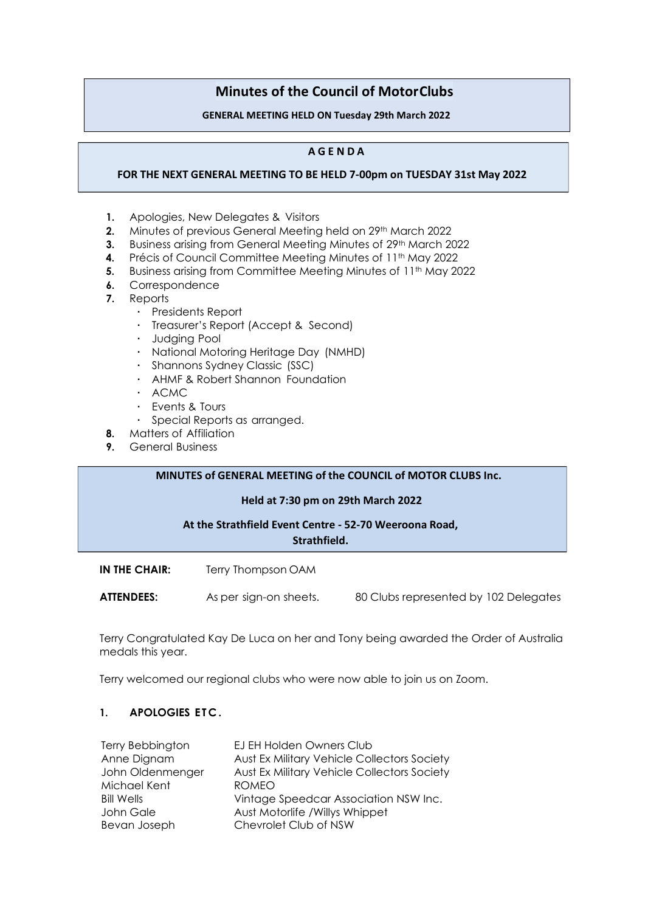# Minutes of the Council of MotorClubs

**GENERAL MEETING HELD ON Tuesday 29th March 2022**

## A G E N D A

**FOR THE NEXT GENERAL MEETING TO BE HELD 7-00pm on TUESDAY 31st May 2022**

1. Apologies, New Delegates & Visitors
2. Minutes of previous General Meeting held on 29th March 2022
3. Business arising from General Meeting Minutes of 29th March 2022
4. Précis of Council Committee Meeting Minutes of 11th May 2022
5. Business arising from Committee Meeting Minutes of 11th May 2022
6. Correspondence
7. Reports
   - Presidents Report
   - Treasurer's Report (Accept & Second)
   - Judging Pool
   - National Motoring Heritage Day (NMHD)
   - Shannons Sydney Classic (SSC)
   - AHMF & Robert Shannon Foundation
   - ACMC
   - Events & Tours
   - Special Reports as arranged.
8. Matters of Affiliation
9. General Business

## MINUTES of GENERAL MEETING of the COUNCIL of MOTOR CLUBS Inc.

**Held at 7:30 pm on 29th March 2022**

**At the Strathfield Event Centre - 52-70 Weeroona Road, Strathfield.**

**IN THE CHAIR:** Terry Thompson OAM

**ATTENDEES:** As per sign-on sheets. 80 Clubs represented by 102 Delegates

Terry Congratulated Kay De Luca on her and Tony being awarded the Order of Australia medals this year.

Terry welcomed our regional clubs who were now able to join us on Zoom.

### 1. APOLOGIES ETC.

| | |
|---|---|
| Terry Bebbington | EJ EH Holden Owners Club |
| Anne Dignam | Aust Ex Military Vehicle Collectors Society |
| John Oldenmenger | Aust Ex Military Vehicle Collectors Society |
| Michael Kent | ROMEO |
| Bill Wells | Vintage Speedcar Association NSW Inc. |
| John Gale | Aust Motorlife /Willys Whippet |
| Bevan Joseph | Chevrolet Club of NSW |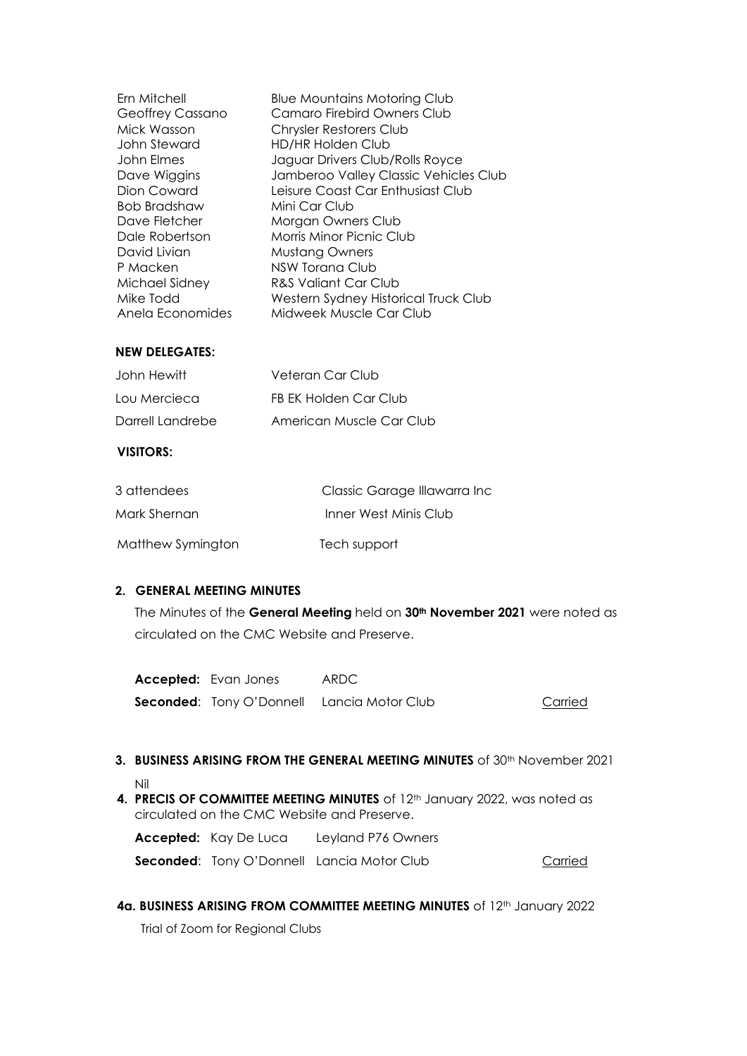| | |
|---|---|
| Ern Mitchell | Blue Mountains Motoring Club |
| Geoffrey Cassano | Camaro Firebird Owners Club |
| Mick Wasson | Chrysler Restorers Club |
| John Steward | HD/HR Holden Club |
| John Elmes | Jaguar Drivers Club/Rolls Royce |
| Dave Wiggins | Jamberoo Valley Classic Vehicles Club |
| Dion Coward | Leisure Coast Car Enthusiast Club |
| Bob Bradshaw | Mini Car Club |
| Dave Fletcher | Morgan Owners Club |
| Dale Robertson | Morris Minor Picnic Club |
| David Livian | Mustang Owners |
| P Macken | NSW Torana Club |
| Michael Sidney | R&S Valiant Car Club |
| Mike Todd | Western Sydney Historical Truck Club |
| Anela Economides | Midweek Muscle Car Club |

**NEW DELEGATES:**

| | |
|---|---|
| John Hewitt | Veteran Car Club |
| Lou Mercieca | FB EK Holden Car Club |
| Darrell Landrebe | American Muscle Car Club |

**VISITORS:**

| | |
|---|---|
| 3 attendees | Classic Garage Illawarra Inc |
| Mark Shernan | Inner West Minis Club |
| Matthew Symington | Tech support |

**2. GENERAL MEETING MINUTES**

The Minutes of the **General Meeting** held on **30th November 2021** were noted as circulated on the CMC Website and Preserve.

| | | | |
|---|---|---|---|
| **Accepted:** | Evan Jones | ARDC | |
| **Seconded**: | Tony O'Donnell | Lancia Motor Club | Carried |

**3. BUSINESS ARISING FROM THE GENERAL MEETING MINUTES** of 30th November 2021

Nil

**4. PRECIS OF COMMITTEE MEETING MINUTES** of 12th January 2022, was noted as circulated on the CMC Website and Preserve.

| | | | |
|---|---|---|---|
| **Accepted:** | Kay De Luca | Leyland P76 Owners | |
| **Seconded**: | Tony O'Donnell | Lancia Motor Club | Carried |

**4a. BUSINESS ARISING FROM COMMITTEE MEETING MINUTES** of 12th January 2022

Trial of Zoom for Regional Clubs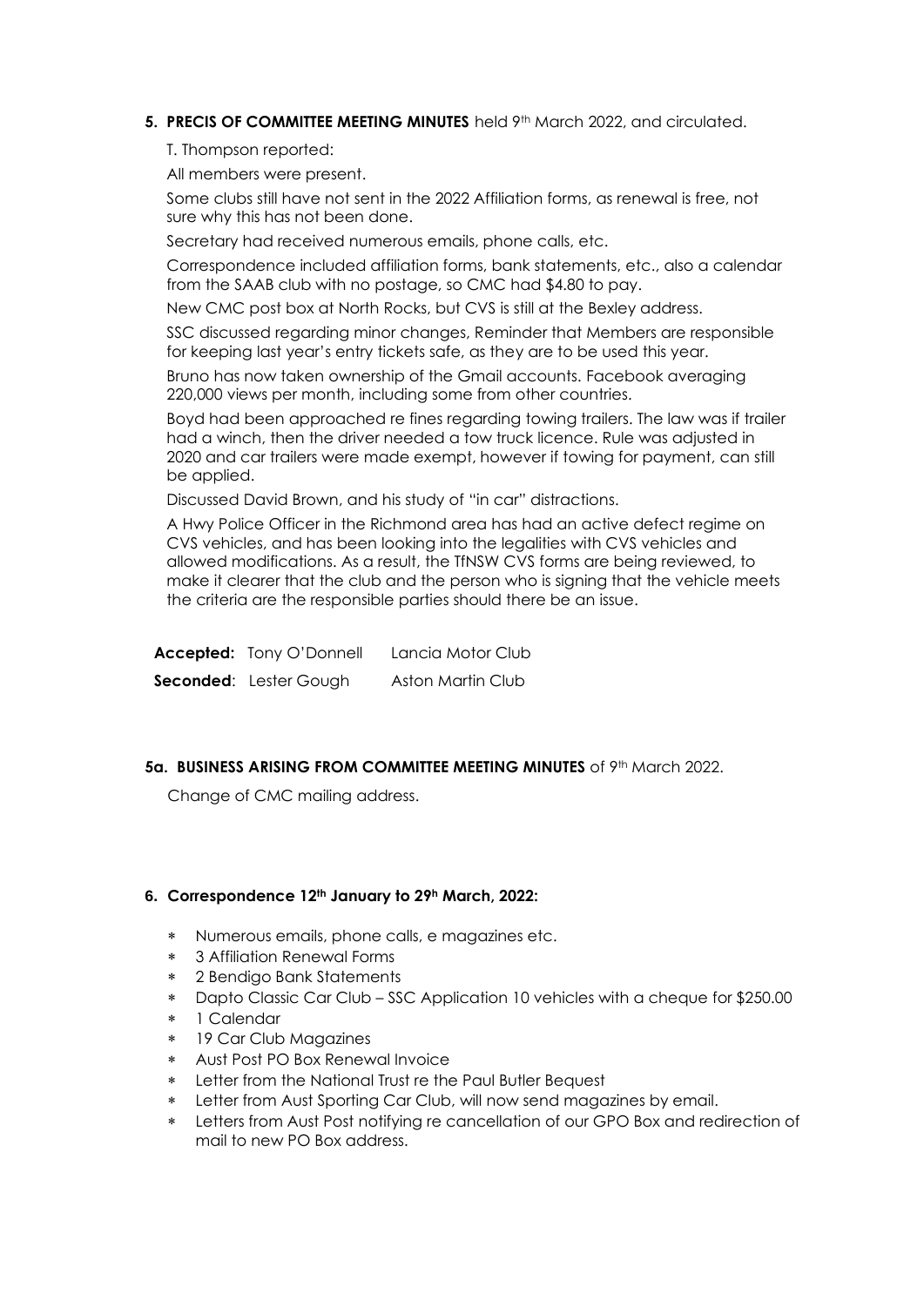**5. PRECIS OF COMMITTEE MEETING MINUTES** held 9th March 2022, and circulated.

T. Thompson reported:

All members were present.

Some clubs still have not sent in the 2022 Affiliation forms, as renewal is free, not sure why this has not been done.

Secretary had received numerous emails, phone calls, etc.

Correspondence included affiliation forms, bank statements, etc., also a calendar from the SAAB club with no postage, so CMC had $4.80 to pay.

New CMC post box at North Rocks, but CVS is still at the Bexley address.

SSC discussed regarding minor changes, Reminder that Members are responsible for keeping last year's entry tickets safe, as they are to be used this year.

Bruno has now taken ownership of the Gmail accounts. Facebook averaging 220,000 views per month, including some from other countries.

Boyd had been approached re fines regarding towing trailers. The law was if trailer had a winch, then the driver needed a tow truck licence. Rule was adjusted in 2020 and car trailers were made exempt, however if towing for payment, can still be applied.

Discussed David Brown, and his study of "in car" distractions.

A Hwy Police Officer in the Richmond area has had an active defect regime on CVS vehicles, and has been looking into the legalities with CVS vehicles and allowed modifications. As a result, the TfNSW CVS forms are being reviewed, to make it clearer that the club and the person who is signing that the vehicle meets the criteria are the responsible parties should there be an issue.

| | | |
|---|---|---|
| **Accepted:** | Tony O'Donnell | Lancia Motor Club |
| **Seconded**: | Lester Gough | Aston Martin Club |

**5a. BUSINESS ARISING FROM COMMITTEE MEETING MINUTES** of 9th March 2022.

Change of CMC mailing address.

**6. Correspondence 12th January to 29h March, 2022:**

* Numerous emails, phone calls, e magazines etc.
* 3 Affiliation Renewal Forms
* 2 Bendigo Bank Statements
* Dapto Classic Car Club – SSC Application 10 vehicles with a cheque for $250.00
* 1 Calendar
* 19 Car Club Magazines
* Aust Post PO Box Renewal Invoice
* Letter from the National Trust re the Paul Butler Bequest
* Letter from Aust Sporting Car Club, will now send magazines by email.
* Letters from Aust Post notifying re cancellation of our GPO Box and redirection of mail to new PO Box address.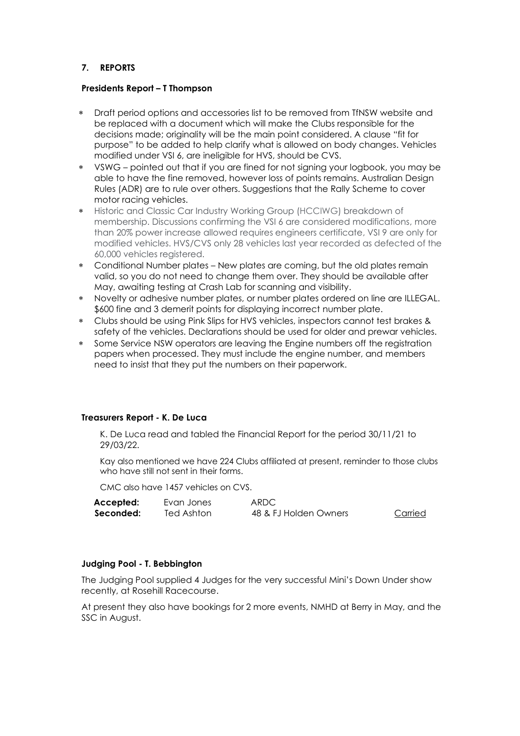## 7. REPORTS

### Presidents Report – T Thompson

* Draft period options and accessories list to be removed from TfNSW website and be replaced with a document which will make the Clubs responsible for the decisions made; originality will be the main point considered. A clause "fit for purpose" to be added to help clarify what is allowed on body changes. Vehicles modified under VSI 6, are ineligible for HVS, should be CVS.
* VSWG – pointed out that if you are fined for not signing your logbook, you may be able to have the fine removed, however loss of points remains. Australian Design Rules (ADR) are to rule over others. Suggestions that the Rally Scheme to cover motor racing vehicles.
* Historic and Classic Car Industry Working Group (HCCIWG) breakdown of membership. Discussions confirming the VSI 6 are considered modifications, more than 20% power increase allowed requires engineers certificate, VSI 9 are only for modified vehicles. HVS/CVS only 28 vehicles last year recorded as defected of the 60,000 vehicles registered.
* Conditional Number plates – New plates are coming, but the old plates remain valid, so you do not need to change them over. They should be available after May, awaiting testing at Crash Lab for scanning and visibility.
* Novelty or adhesive number plates, or number plates ordered on line are ILLEGAL. $600 fine and 3 demerit points for displaying incorrect number plate.
* Clubs should be using Pink Slips for HVS vehicles, inspectors cannot test brakes & safety of the vehicles. Declarations should be used for older and prewar vehicles.
* Some Service NSW operators are leaving the Engine numbers off the registration papers when processed. They must include the engine number, and members need to insist that they put the numbers on their paperwork.

### Treasurers Report - K. De Luca

K. De Luca read and tabled the Financial Report for the period 30/11/21 to 29/03/22.

Kay also mentioned we have 224 Clubs affiliated at present, reminder to those clubs who have still not sent in their forms.

CMC also have 1457 vehicles on CVS.

| | | | |
|---|---|---|---|
| **Accepted:** | Evan Jones | ARDC | |
| **Seconded:** | Ted Ashton | 48 & FJ Holden Owners | Carried |

### Judging Pool - T. Bebbington

The Judging Pool supplied 4 Judges for the very successful Mini's Down Under show recently, at Rosehill Racecourse.

At present they also have bookings for 2 more events, NMHD at Berry in May, and the SSC in August.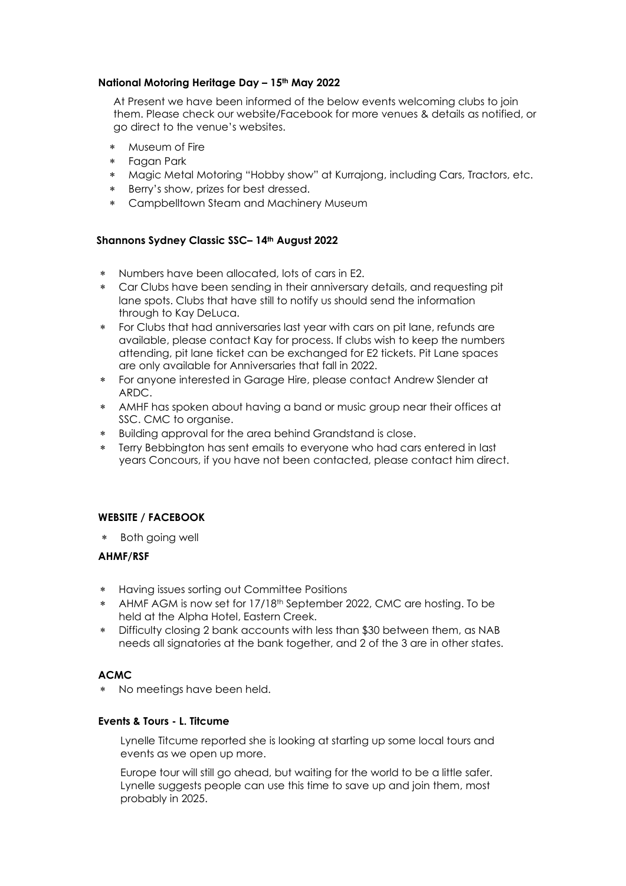### National Motoring Heritage Day – 15th May 2022

At Present we have been informed of the below events welcoming clubs to join them. Please check our website/Facebook for more venues & details as notified, or go direct to the venue's websites.

- Museum of Fire
- Fagan Park
- Magic Metal Motoring "Hobby show" at Kurrajong, including Cars, Tractors, etc.
- Berry's show, prizes for best dressed.
- Campbelltown Steam and Machinery Museum

### Shannons Sydney Classic SSC– 14th August 2022

- Numbers have been allocated, lots of cars in E2.
- Car Clubs have been sending in their anniversary details, and requesting pit lane spots. Clubs that have still to notify us should send the information through to Kay DeLuca.
- For Clubs that had anniversaries last year with cars on pit lane, refunds are available, please contact Kay for process. If clubs wish to keep the numbers attending, pit lane ticket can be exchanged for E2 tickets. Pit Lane spaces are only available for Anniversaries that fall in 2022.
- For anyone interested in Garage Hire, please contact Andrew Slender at ARDC.
- AMHF has spoken about having a band or music group near their offices at SSC. CMC to organise.
- Building approval for the area behind Grandstand is close.
- Terry Bebbington has sent emails to everyone who had cars entered in last years Concours, if you have not been contacted, please contact him direct.

### WEBSITE / FACEBOOK

- Both going well

### AHMF/RSF

- Having issues sorting out Committee Positions
- AHMF AGM is now set for 17/18th September 2022, CMC are hosting. To be held at the Alpha Hotel, Eastern Creek.
- Difficulty closing 2 bank accounts with less than $30 between them, as NAB needs all signatories at the bank together, and 2 of the 3 are in other states.

### ACMC

- No meetings have been held.

### Events & Tours - L. Titcume

Lynelle Titcume reported she is looking at starting up some local tours and events as we open up more.

Europe tour will still go ahead, but waiting for the world to be a little safer. Lynelle suggests people can use this time to save up and join them, most probably in 2025.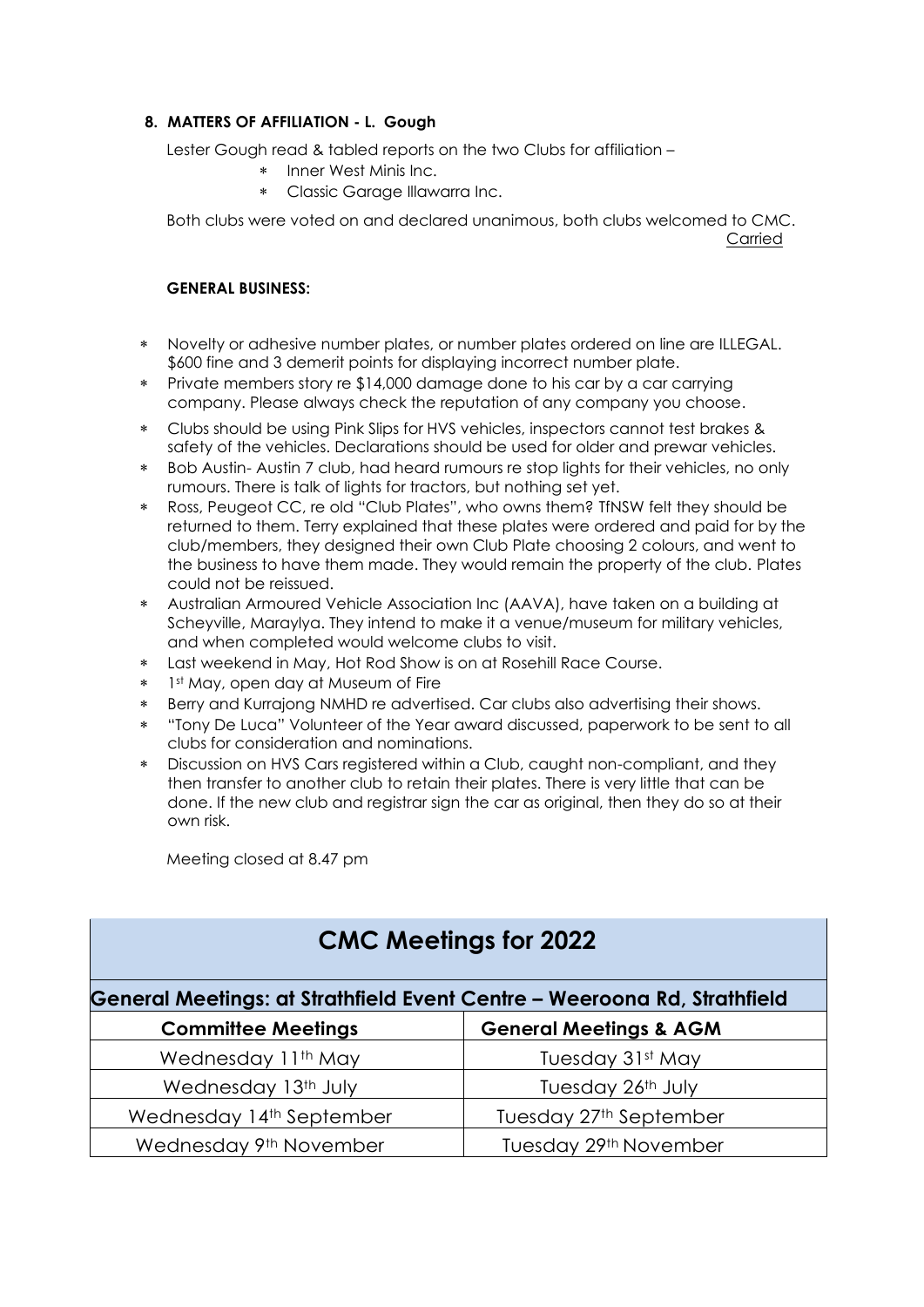### 8. MATTERS OF AFFILIATION - L. Gough

Lester Gough read & tabled reports on the two Clubs for affiliation –

- Inner West Minis Inc.
- Classic Garage Illawarra Inc.

Both clubs were voted on and declared unanimous, both clubs welcomed to CMC.

Carried

#### GENERAL BUSINESS:

- Novelty or adhesive number plates, or number plates ordered on line are ILLEGAL. $600 fine and 3 demerit points for displaying incorrect number plate.
- Private members story re $14,000 damage done to his car by a car carrying company. Please always check the reputation of any company you choose.
- Clubs should be using Pink Slips for HVS vehicles, inspectors cannot test brakes & safety of the vehicles. Declarations should be used for older and prewar vehicles.
- Bob Austin- Austin 7 club, had heard rumours re stop lights for their vehicles, no only rumours. There is talk of lights for tractors, but nothing set yet.
- Ross, Peugeot CC, re old "Club Plates", who owns them? TfNSW felt they should be returned to them. Terry explained that these plates were ordered and paid for by the club/members, they designed their own Club Plate choosing 2 colours, and went to the business to have them made. They would remain the property of the club. Plates could not be reissued.
- Australian Armoured Vehicle Association Inc (AAVA), have taken on a building at Scheyville, Maraylya. They intend to make it a venue/museum for military vehicles, and when completed would welcome clubs to visit.
- Last weekend in May, Hot Rod Show is on at Rosehill Race Course.
- 1st May, open day at Museum of Fire
- Berry and Kurrajong NMHD re advertised. Car clubs also advertising their shows.
- "Tony De Luca" Volunteer of the Year award discussed, paperwork to be sent to all clubs for consideration and nominations.
- Discussion on HVS Cars registered within a Club, caught non-compliant, and they then transfer to another club to retain their plates. There is very little that can be done. If the new club and registrar sign the car as original, then they do so at their own risk.

Meeting closed at 8.47 pm

## CMC Meetings for 2022

**General Meetings: at Strathfield Event Centre – Weeroona Rd, Strathfield**

| Committee Meetings | General Meetings & AGM |
|---|---|
| Wednesday 11th May | Tuesday 31st May |
| Wednesday 13th July | Tuesday 26th July |
| Wednesday 14th September | Tuesday 27th September |
| Wednesday 9th November | Tuesday 29th November |